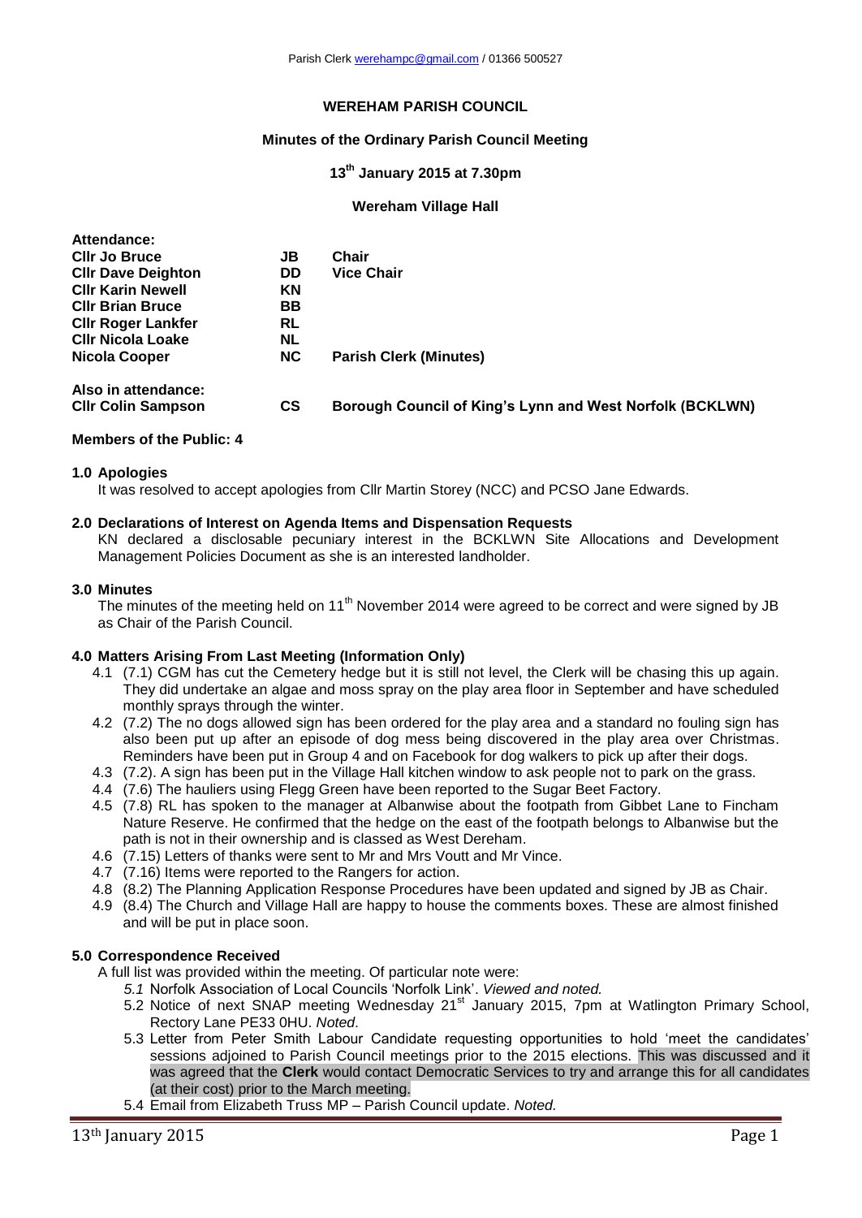Parish Clerk werehampc@gmail.com / 01366 500527

# WEREHAM PARISH COUNCIL

## Minutes of the Ordinary Parish Council Meeting

### 13th January 2015 at 7.30pm

### Wereham Village Hall

**Attendance:**

| | | |
|---|---|---|
| **Cllr Jo Bruce** | **JB** | **Chair** |
| **Cllr Dave Deighton** | **DD** | **Vice Chair** |
| **Cllr Karin Newell** | **KN** | |
| **Cllr Brian Bruce** | **BB** | |
| **Cllr Roger Lankfer** | **RL** | |
| **Cllr Nicola Loake** | **NL** | |
| **Nicola Cooper** | **NC** | **Parish Clerk (Minutes)** |

**Also in attendance:**

| | | |
|---|---|---|
| **Cllr Colin Sampson** | **CS** | **Borough Council of King's Lynn and West Norfolk (BCKLWN)** |

**Members of the Public: 4**

**1.0 Apologies**

It was resolved to accept apologies from Cllr Martin Storey (NCC) and PCSO Jane Edwards.

**2.0 Declarations of Interest on Agenda Items and Dispensation Requests**

KN declared a disclosable pecuniary interest in the BCKLWN Site Allocations and Development Management Policies Document as she is an interested landholder.

**3.0 Minutes**

The minutes of the meeting held on 11th November 2014 were agreed to be correct and were signed by JB as Chair of the Parish Council.

**4.0 Matters Arising From Last Meeting (Information Only)**

- 4.1 (7.1) CGM has cut the Cemetery hedge but it is still not level, the Clerk will be chasing this up again. They did undertake an algae and moss spray on the play area floor in September and have scheduled monthly sprays through the winter.
- 4.2 (7.2) The no dogs allowed sign has been ordered for the play area and a standard no fouling sign has also been put up after an episode of dog mess being discovered in the play area over Christmas. Reminders have been put in Group 4 and on Facebook for dog walkers to pick up after their dogs.
- 4.3 (7.2). A sign has been put in the Village Hall kitchen window to ask people not to park on the grass.
- 4.4 (7.6) The hauliers using Flegg Green have been reported to the Sugar Beet Factory.
- 4.5 (7.8) RL has spoken to the manager at Albanwise about the footpath from Gibbet Lane to Fincham Nature Reserve. He confirmed that the hedge on the east of the footpath belongs to Albanwise but the path is not in their ownership and is classed as West Dereham.
- 4.6 (7.15) Letters of thanks were sent to Mr and Mrs Voutt and Mr Vince.
- 4.7 (7.16) Items were reported to the Rangers for action.
- 4.8 (8.2) The Planning Application Response Procedures have been updated and signed by JB as Chair.
- 4.9 (8.4) The Church and Village Hall are happy to house the comments boxes. These are almost finished and will be put in place soon.

**5.0 Correspondence Received**

A full list was provided within the meeting. Of particular note were:

- *5.1* Norfolk Association of Local Councils 'Norfolk Link'. *Viewed and noted.*
- 5.2 Notice of next SNAP meeting Wednesday 21st January 2015, 7pm at Watlington Primary School, Rectory Lane PE33 0HU. *Noted*.
- 5.3 Letter from Peter Smith Labour Candidate requesting opportunities to hold 'meet the candidates' sessions adjoined to Parish Council meetings prior to the 2015 elections. This was discussed and it was agreed that the **Clerk** would contact Democratic Services to try and arrange this for all candidates (at their cost) prior to the March meeting.
- 5.4 Email from Elizabeth Truss MP – Parish Council update. *Noted.*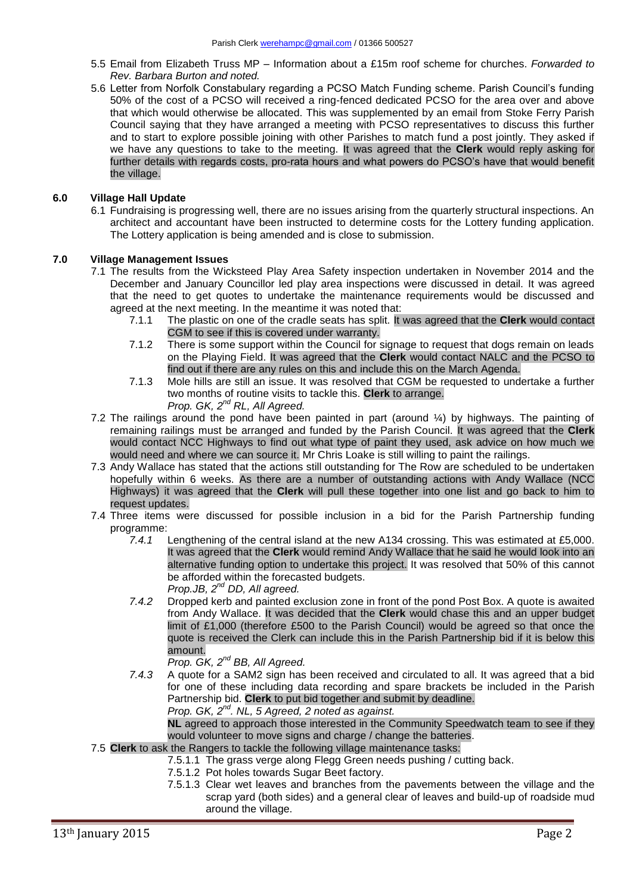- 5.5 Email from Elizabeth Truss MP – Information about a £15m roof scheme for churches. *Forwarded to Rev. Barbara Burton and noted.*
- 5.6 Letter from Norfolk Constabulary regarding a PCSO Match Funding scheme. Parish Council's funding 50% of the cost of a PCSO will received a ring-fenced dedicated PCSO for the area over and above that which would otherwise be allocated. This was supplemented by an email from Stoke Ferry Parish Council saying that they have arranged a meeting with PCSO representatives to discuss this further and to start to explore possible joining with other Parishes to match fund a post jointly. They asked if we have any questions to take to the meeting. It was agreed that the **Clerk** would reply asking for further details with regards costs, pro-rata hours and what powers do PCSO's have that would benefit the village.

## 6.0 Village Hall Update

6.1 Fundraising is progressing well, there are no issues arising from the quarterly structural inspections. An architect and accountant have been instructed to determine costs for the Lottery funding application. The Lottery application is being amended and is close to submission.

## 7.0 Village Management Issues

7.1 The results from the Wicksteed Play Area Safety inspection undertaken in November 2014 and the December and January Councillor led play area inspections were discussed in detail. It was agreed that the need to get quotes to undertake the maintenance requirements would be discussed and agreed at the next meeting. In the meantime it was noted that:

- 7.1.1 The plastic on one of the cradle seats has split. It was agreed that the **Clerk** would contact CGM to see if this is covered under warranty.
- 7.1.2 There is some support within the Council for signage to request that dogs remain on leads on the Playing Field. It was agreed that the **Clerk** would contact NALC and the PCSO to find out if there are any rules on this and include this on the March Agenda.
- 7.1.3 Mole hills are still an issue. It was resolved that CGM be requested to undertake a further two months of routine visits to tackle this. **Clerk** to arrange.  
  *Prop. GK, 2nd RL, All Agreed.*

7.2 The railings around the pond have been painted in part (around ¼) by highways. The painting of remaining railings must be arranged and funded by the Parish Council. It was agreed that the **Clerk** would contact NCC Highways to find out what type of paint they used, ask advice on how much we would need and where we can source it. Mr Chris Loake is still willing to paint the railings.

7.3 Andy Wallace has stated that the actions still outstanding for The Row are scheduled to be undertaken hopefully within 6 weeks. As there are a number of outstanding actions with Andy Wallace (NCC Highways) it was agreed that the **Clerk** will pull these together into one list and go back to him to request updates.

7.4 Three items were discussed for possible inclusion in a bid for the Parish Partnership funding programme:

- *7.4.1* Lengthening of the central island at the new A134 crossing. This was estimated at £5,000. It was agreed that the **Clerk** would remind Andy Wallace that he said he would look into an alternative funding option to undertake this project. It was resolved that 50% of this cannot be afforded within the forecasted budgets.  
  *Prop.JB, 2nd DD, All agreed.*
- *7.4.2* Dropped kerb and painted exclusion zone in front of the pond Post Box. A quote is awaited from Andy Wallace. It was decided that the **Clerk** would chase this and an upper budget limit of £1,000 (therefore £500 to the Parish Council) would be agreed so that once the quote is received the Clerk can include this in the Parish Partnership bid if it is below this amount.  
  *Prop. GK, 2nd BB, All Agreed.*
- *7.4.3* A quote for a SAM2 sign has been received and circulated to all. It was agreed that a bid for one of these including data recording and spare brackets be included in the Parish Partnership bid. **Clerk** to put bid together and submit by deadline.  
  *Prop. GK, 2nd. NL, 5 Agreed, 2 noted as against.*  
  **NL** agreed to approach those interested in the Community Speedwatch team to see if they would volunteer to move signs and charge / change the batteries.

7.5 **Clerk** to ask the Rangers to tackle the following village maintenance tasks:

- 7.5.1.1 The grass verge along Flegg Green needs pushing / cutting back.
- 7.5.1.2 Pot holes towards Sugar Beet factory.
- 7.5.1.3 Clear wet leaves and branches from the pavements between the village and the scrap yard (both sides) and a general clear of leaves and build-up of roadside mud around the village.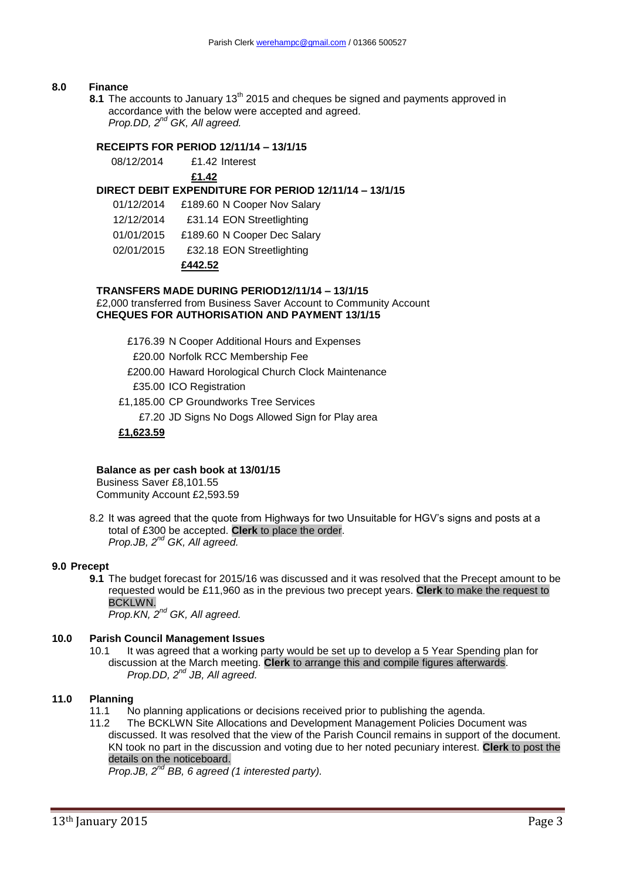## 8.0 Finance

**8.1** The accounts to January 13th 2015 and cheques be signed and payments approved in accordance with the below were accepted and agreed.
*Prop.DD, 2nd GK, All agreed.*

**RECEIPTS FOR PERIOD 12/11/14 – 13/1/15**

| | |
|---|---|
| 08/12/2014 | £1.42 Interest |
| | **£1.42** |

**DIRECT DEBIT EXPENDITURE FOR PERIOD 12/11/14 – 13/1/15**

| | |
|---|---|
| 01/12/2014 | £189.60 N Cooper Nov Salary |
| 12/12/2014 | £31.14 EON Streetlighting |
| 01/01/2015 | £189.60 N Cooper Dec Salary |
| 02/01/2015 | £32.18 EON Streetlighting |
| | **£442.52** |

**TRANSFERS MADE DURING PERIOD12/11/14 – 13/1/15**

£2,000 transferred from Business Saver Account to Community Account

**CHEQUES FOR AUTHORISATION AND PAYMENT 13/1/15**

£176.39 N Cooper Additional Hours and Expenses
£20.00 Norfolk RCC Membership Fee
£200.00 Haward Horological Church Clock Maintenance
£35.00 ICO Registration
£1,185.00 CP Groundworks Tree Services
£7.20 JD Signs No Dogs Allowed Sign for Play area
**£1,623.59**

**Balance as per cash book at 13/01/15**

Business Saver £8,101.55
Community Account £2,593.59

8.2 It was agreed that the quote from Highways for two Unsuitable for HGV's signs and posts at a total of £300 be accepted. **Clerk** to place the order.
*Prop.JB, 2nd GK, All agreed.*

## 9.0 Precept

**9.1** The budget forecast for 2015/16 was discussed and it was resolved that the Precept amount to be requested would be £11,960 as in the previous two precept years. **Clerk** to make the request to BCKLWN.
*Prop.KN, 2nd GK, All agreed.*

## 10.0 Parish Council Management Issues

10.1 It was agreed that a working party would be set up to develop a 5 Year Spending plan for discussion at the March meeting. **Clerk** to arrange this and compile figures afterwards.
*Prop.DD, 2nd JB, All agreed.*

## 11.0 Planning

11.1 No planning applications or decisions received prior to publishing the agenda.

11.2 The BCKLWN Site Allocations and Development Management Policies Document was discussed. It was resolved that the view of the Parish Council remains in support of the document. KN took no part in the discussion and voting due to her noted pecuniary interest. **Clerk** to post the details on the noticeboard.
*Prop.JB, 2nd BB, 6 agreed (1 interested party).*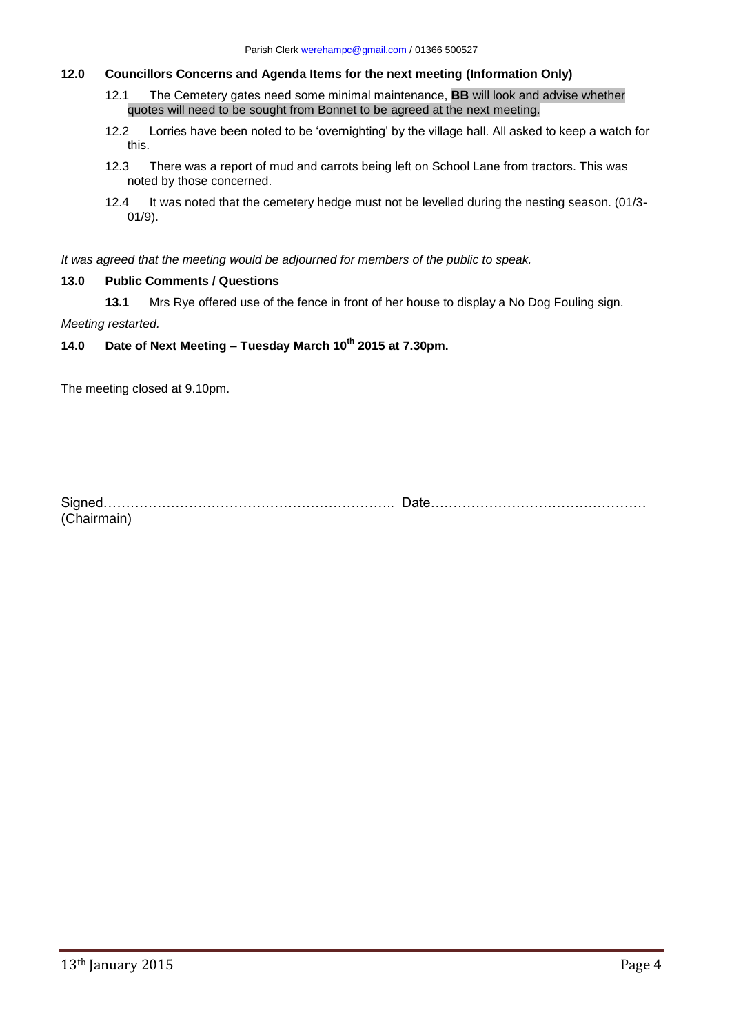## 12.0 Councillors Concerns and Agenda Items for the next meeting (Information Only)

12.1 The Cemetery gates need some minimal maintenance, **BB** will look and advise whether quotes will need to be sought from Bonnet to be agreed at the next meeting.

12.2 Lorries have been noted to be 'overnighting' by the village hall. All asked to keep a watch for this.

12.3 There was a report of mud and carrots being left on School Lane from tractors. This was noted by those concerned.

12.4 It was noted that the cemetery hedge must not be levelled during the nesting season. (01/3-01/9).

*It was agreed that the meeting would be adjourned for members of the public to speak.*

## 13.0 Public Comments / Questions

**13.1** Mrs Rye offered use of the fence in front of her house to display a No Dog Fouling sign.

*Meeting restarted.*

## 14.0 Date of Next Meeting – Tuesday March 10th 2015 at 7.30pm.

The meeting closed at 9.10pm.

Signed……………………………………………………….. Date……………………………………….
(Chairmain)